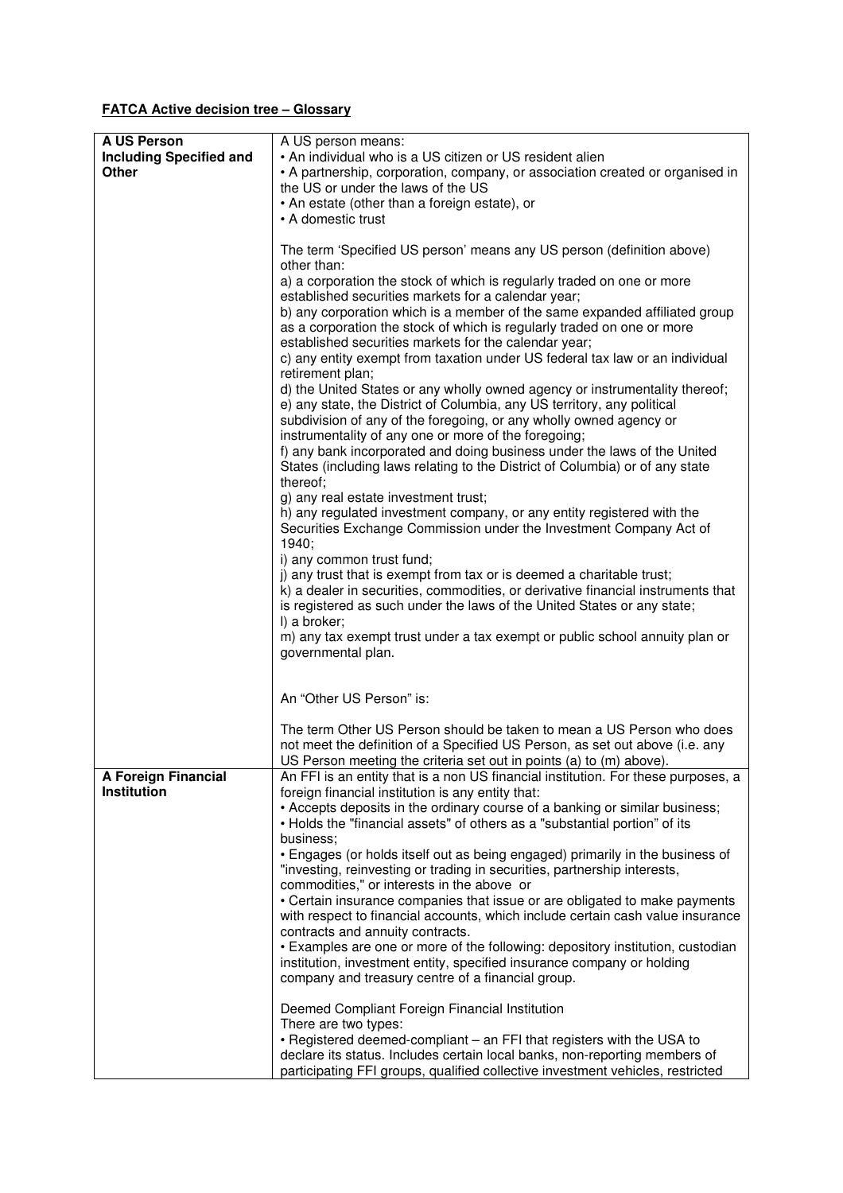**FATCA Active decision tree – Glossary**

| | |
|---|---|
| **A US Person Including Specified and Other** | A US person means:<br>• An individual who is a US citizen or US resident alien<br>• A partnership, corporation, company, or association created or organised in the US or under the laws of the US<br>• An estate (other than a foreign estate), or<br>• A domestic trust<br><br>The term 'Specified US person' means any US person (definition above) other than:<br>a) a corporation the stock of which is regularly traded on one or more established securities markets for a calendar year;<br>b) any corporation which is a member of the same expanded affiliated group as a corporation the stock of which is regularly traded on one or more established securities markets for the calendar year;<br>c) any entity exempt from taxation under US federal tax law or an individual retirement plan;<br>d) the United States or any wholly owned agency or instrumentality thereof;<br>e) any state, the District of Columbia, any US territory, any political subdivision of any of the foregoing, or any wholly owned agency or instrumentality of any one or more of the foregoing;<br>f) any bank incorporated and doing business under the laws of the United States (including laws relating to the District of Columbia) or of any state thereof;<br>g) any real estate investment trust;<br>h) any regulated investment company, or any entity registered with the Securities Exchange Commission under the Investment Company Act of 1940;<br>i) any common trust fund;<br>j) any trust that is exempt from tax or is deemed a charitable trust;<br>k) a dealer in securities, commodities, or derivative financial instruments that is registered as such under the laws of the United States or any state;<br>l) a broker;<br>m) any tax exempt trust under a tax exempt or public school annuity plan or governmental plan.<br><br>An "Other US Person" is:<br><br>The term Other US Person should be taken to mean a US Person who does not meet the definition of a Specified US Person, as set out above (i.e. any US Person meeting the criteria set out in points (a) to (m) above). |
| **A Foreign Financial Institution** | An FFI is an entity that is a non US financial institution. For these purposes, a foreign financial institution is any entity that:<br>• Accepts deposits in the ordinary course of a banking or similar business;<br>• Holds the "financial assets" of others as a "substantial portion" of its business;<br>• Engages (or holds itself out as being engaged) primarily in the business of "investing, reinvesting or trading in securities, partnership interests, commodities," or interests in the above or<br>• Certain insurance companies that issue or are obligated to make payments with respect to financial accounts, which include certain cash value insurance contracts and annuity contracts.<br>• Examples are one or more of the following: depository institution, custodian institution, investment entity, specified insurance company or holding company and treasury centre of a financial group.<br><br>Deemed Compliant Foreign Financial Institution<br>There are two types:<br>• Registered deemed-compliant – an FFI that registers with the USA to declare its status. Includes certain local banks, non-reporting members of participating FFI groups, qualified collective investment vehicles, restricted |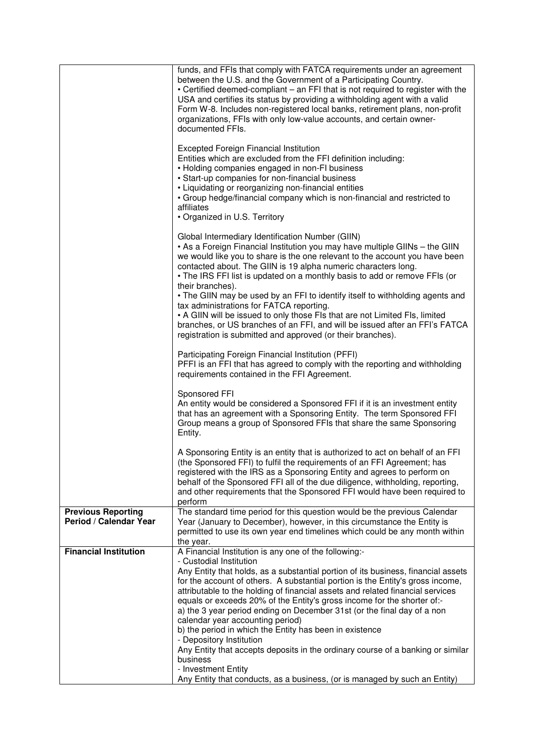| | |
|---|---|
| | funds, and FFIs that comply with FATCA requirements under an agreement between the U.S. and the Government of a Participating Country.<br>• Certified deemed-compliant – an FFI that is not required to register with the USA and certifies its status by providing a withholding agent with a valid Form W-8. Includes non-registered local banks, retirement plans, non-profit organizations, FFIs with only low-value accounts, and certain owner-documented FFIs.<br><br>Excepted Foreign Financial Institution<br>Entities which are excluded from the FFI definition including:<br>• Holding companies engaged in non-FI business<br>• Start-up companies for non-financial business<br>• Liquidating or reorganizing non-financial entities<br>• Group hedge/financial company which is non-financial and restricted to affiliates<br>• Organized in U.S. Territory<br><br>Global Intermediary Identification Number (GIIN)<br>• As a Foreign Financial Institution you may have multiple GIINs – the GIIN we would like you to share is the one relevant to the account you have been contacted about. The GIIN is 19 alpha numeric characters long.<br>• The IRS FFI list is updated on a monthly basis to add or remove FFIs (or their branches).<br>• The GIIN may be used by an FFI to identify itself to withholding agents and tax administrations for FATCA reporting.<br>• A GIIN will be issued to only those FIs that are not Limited FIs, limited branches, or US branches of an FFI, and will be issued after an FFI's FATCA registration is submitted and approved (or their branches).<br><br>Participating Foreign Financial Institution (PFFI)<br>PFFI is an FFI that has agreed to comply with the reporting and withholding requirements contained in the FFI Agreement.<br><br>Sponsored FFI<br>An entity would be considered a Sponsored FFI if it is an investment entity that has an agreement with a Sponsoring Entity. The term Sponsored FFI Group means a group of Sponsored FFIs that share the same Sponsoring Entity.<br><br>A Sponsoring Entity is an entity that is authorized to act on behalf of an FFI (the Sponsored FFI) to fulfil the requirements of an FFI Agreement; has registered with the IRS as a Sponsoring Entity and agrees to perform on behalf of the Sponsored FFI all of the due diligence, withholding, reporting, and other requirements that the Sponsored FFI would have been required to perform |
| **Previous Reporting Period / Calendar Year** | The standard time period for this question would be the previous Calendar Year (January to December), however, in this circumstance the Entity is permitted to use its own year end timelines which could be any month within the year. |
| **Financial Institution** | A Financial Institution is any one of the following:-<br>- Custodial Institution<br>Any Entity that holds, as a substantial portion of its business, financial assets for the account of others. A substantial portion is the Entity's gross income, attributable to the holding of financial assets and related financial services equals or exceeds 20% of the Entity's gross income for the shorter of:-<br>a) the 3 year period ending on December 31st (or the final day of a non calendar year accounting period)<br>b) the period in which the Entity has been in existence<br>- Depository Institution<br>Any Entity that accepts deposits in the ordinary course of a banking or similar business<br>- Investment Entity<br>Any Entity that conducts, as a business, (or is managed by such an Entity) |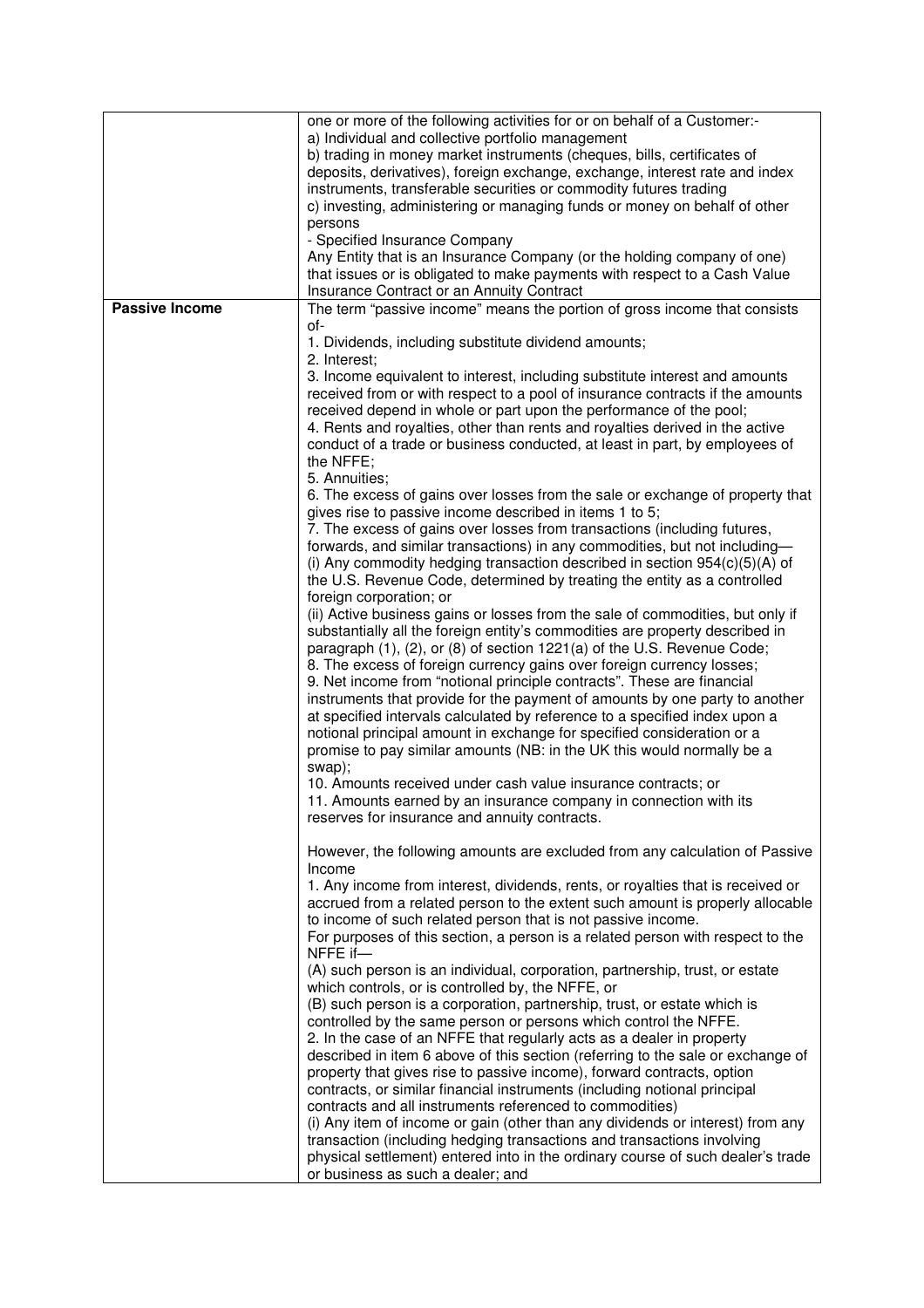| | |
|---|---|
| | one or more of the following activities for or on behalf of a Customer:-<br>a) Individual and collective portfolio management<br>b) trading in money market instruments (cheques, bills, certificates of deposits, derivatives), foreign exchange, exchange, interest rate and index instruments, transferable securities or commodity futures trading<br>c) investing, administering or managing funds or money on behalf of other persons<br>- Specified Insurance Company<br>Any Entity that is an Insurance Company (or the holding company of one) that issues or is obligated to make payments with respect to a Cash Value Insurance Contract or an Annuity Contract |
| **Passive Income** | The term "passive income" means the portion of gross income that consists of-<br>1. Dividends, including substitute dividend amounts;<br>2. Interest;<br>3. Income equivalent to interest, including substitute interest and amounts received from or with respect to a pool of insurance contracts if the amounts received depend in whole or part upon the performance of the pool;<br>4. Rents and royalties, other than rents and royalties derived in the active conduct of a trade or business conducted, at least in part, by employees of the NFFE;<br>5. Annuities;<br>6. The excess of gains over losses from the sale or exchange of property that gives rise to passive income described in items 1 to 5;<br>7. The excess of gains over losses from transactions (including futures, forwards, and similar transactions) in any commodities, but not including—<br>(i) Any commodity hedging transaction described in section 954(c)(5)(A) of the U.S. Revenue Code, determined by treating the entity as a controlled foreign corporation; or<br>(ii) Active business gains or losses from the sale of commodities, but only if substantially all the foreign entity's commodities are property described in paragraph (1), (2), or (8) of section 1221(a) of the U.S. Revenue Code;<br>8. The excess of foreign currency gains over foreign currency losses;<br>9. Net income from "notional principle contracts". These are financial instruments that provide for the payment of amounts by one party to another at specified intervals calculated by reference to a specified index upon a notional principal amount in exchange for specified consideration or a promise to pay similar amounts (NB: in the UK this would normally be a swap);<br>10. Amounts received under cash value insurance contracts; or<br>11. Amounts earned by an insurance company in connection with its reserves for insurance and annuity contracts.<br><br>However, the following amounts are excluded from any calculation of Passive Income<br>1. Any income from interest, dividends, rents, or royalties that is received or accrued from a related person to the extent such amount is properly allocable to income of such related person that is not passive income.<br>For purposes of this section, a person is a related person with respect to the NFFE if—<br>(A) such person is an individual, corporation, partnership, trust, or estate which controls, or is controlled by, the NFFE, or<br>(B) such person is a corporation, partnership, trust, or estate which is controlled by the same person or persons which control the NFFE.<br>2. In the case of an NFFE that regularly acts as a dealer in property described in item 6 above of this section (referring to the sale or exchange of property that gives rise to passive income), forward contracts, option contracts, or similar financial instruments (including notional principal contracts and all instruments referenced to commodities)<br>(i) Any item of income or gain (other than any dividends or interest) from any transaction (including hedging transactions and transactions involving physical settlement) entered into in the ordinary course of such dealer's trade or business as such a dealer; and |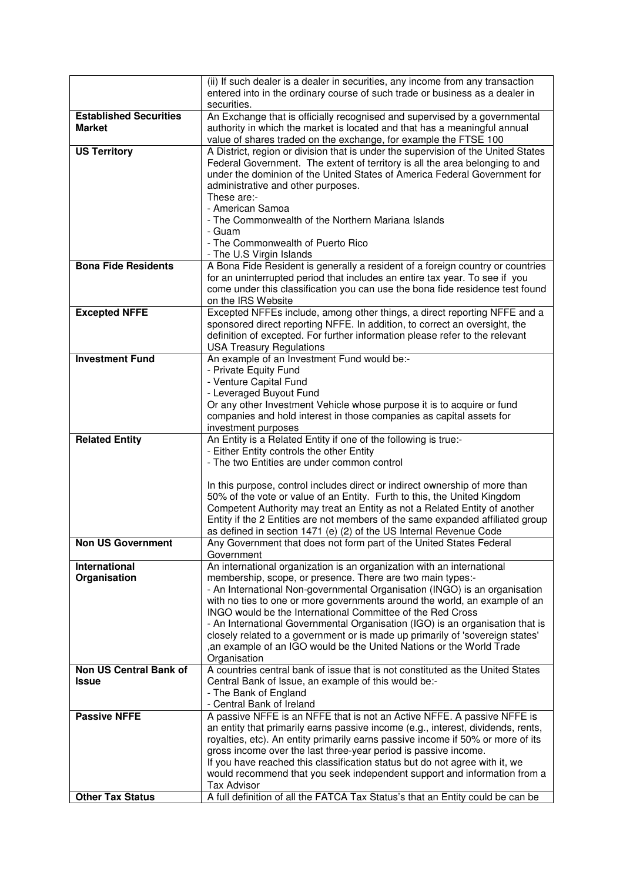| | |
|---|---|
| | (ii) If such dealer is a dealer in securities, any income from any transaction entered into in the ordinary course of such trade or business as a dealer in securities. |
| **Established Securities Market** | An Exchange that is officially recognised and supervised by a governmental authority in which the market is located and that has a meaningful annual value of shares traded on the exchange, for example the FTSE 100 |
| **US Territory** | A District, region or division that is under the supervision of the United States Federal Government. The extent of territory is all the area belonging to and under the dominion of the United States of America Federal Government for administrative and other purposes.<br>These are:-<br>- American Samoa<br>- The Commonwealth of the Northern Mariana Islands<br>- Guam<br>- The Commonwealth of Puerto Rico<br>- The U.S Virgin Islands |
| **Bona Fide Residents** | A Bona Fide Resident is generally a resident of a foreign country or countries for an uninterrupted period that includes an entire tax year. To see if you come under this classification you can use the bona fide residence test found on the IRS Website |
| **Excepted NFFE** | Excepted NFFEs include, among other things, a direct reporting NFFE and a sponsored direct reporting NFFE. In addition, to correct an oversight, the definition of excepted. For further information please refer to the relevant USA Treasury Regulations |
| **Investment Fund** | An example of an Investment Fund would be:-<br>- Private Equity Fund<br>- Venture Capital Fund<br>- Leveraged Buyout Fund<br>Or any other Investment Vehicle whose purpose it is to acquire or fund companies and hold interest in those companies as capital assets for investment purposes |
| **Related Entity** | An Entity is a Related Entity if one of the following is true:-<br>- Either Entity controls the other Entity<br>- The two Entities are under common control<br><br>In this purpose, control includes direct or indirect ownership of more than 50% of the vote or value of an Entity. Furth to this, the United Kingdom Competent Authority may treat an Entity as not a Related Entity of another Entity if the 2 Entities are not members of the same expanded affiliated group as defined in section 1471 (e) (2) of the US Internal Revenue Code |
| **Non US Government** | Any Government that does not form part of the United States Federal Government |
| **International Organisation** | An international organization is an organization with an international membership, scope, or presence. There are two main types:-<br>- An International Non-governmental Organisation (INGO) is an organisation with no ties to one or more governments around the world, an example of an INGO would be the International Committee of the Red Cross<br>- An International Governmental Organisation (IGO) is an organisation that is closely related to a government or is made up primarily of 'sovereign states' ,an example of an IGO would be the United Nations or the World Trade Organisation |
| **Non US Central Bank of Issue** | A countries central bank of issue that is not constituted as the United States Central Bank of Issue, an example of this would be:-<br>- The Bank of England<br>- Central Bank of Ireland |
| **Passive NFFE** | A passive NFFE is an NFFE that is not an Active NFFE. A passive NFFE is an entity that primarily earns passive income (e.g., interest, dividends, rents, royalties, etc). An entity primarily earns passive income if 50% or more of its gross income over the last three-year period is passive income.<br>If you have reached this classification status but do not agree with it, we would recommend that you seek independent support and information from a Tax Advisor |
| **Other Tax Status** | A full definition of all the FATCA Tax Status's that an Entity could be can be |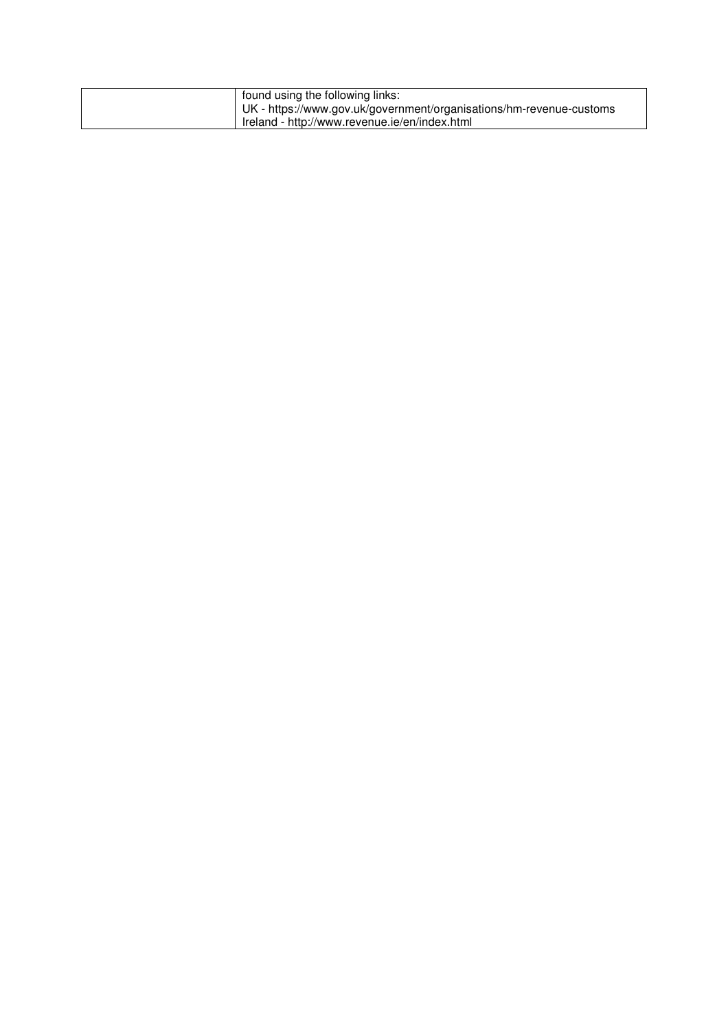| | |
|---|---|
| | found using the following links:<br>UK - https://www.gov.uk/government/organisations/hm-revenue-customs<br>Ireland - http://www.revenue.ie/en/index.html |